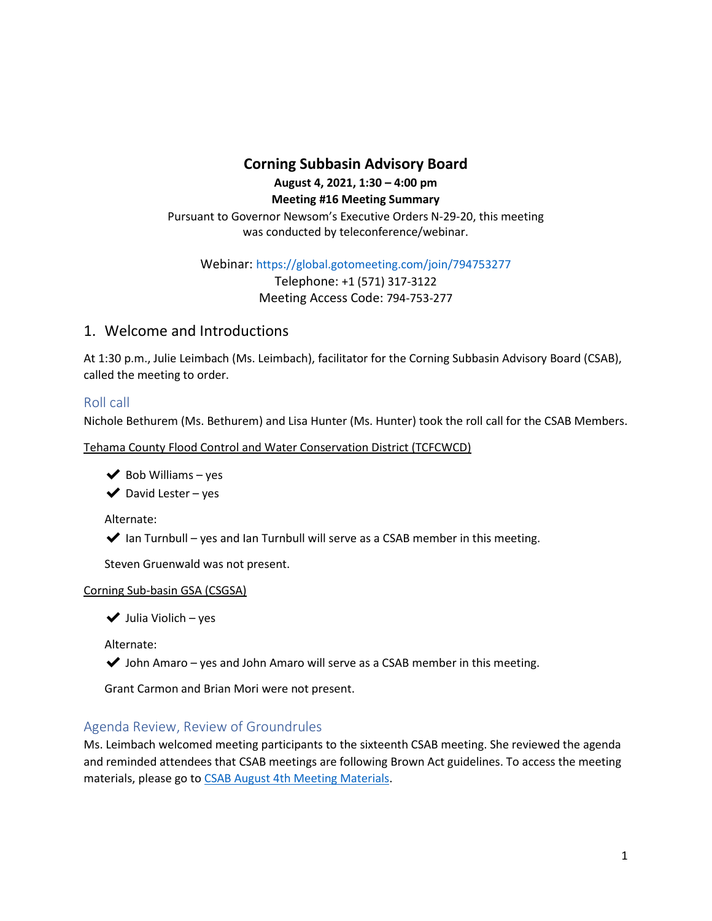# Corning Subbasin Advisory Board

**August 4, 2021, 1:30 – 4:00 pm**

**Meeting #16 Meeting Summary**

Pursuant to Governor Newsom's Executive Orders N-29-20, this meeting was conducted by teleconference/webinar.

Webinar: https://global.gotomeeting.com/join/794753277
Telephone: +1 (571) 317-3122
Meeting Access Code: 794-753-277

## 1. Welcome and Introductions

At 1:30 p.m., Julie Leimbach (Ms. Leimbach), facilitator for the Corning Subbasin Advisory Board (CSAB), called the meeting to order.

### Roll call

Nichole Bethurem (Ms. Bethurem) and Lisa Hunter (Ms. Hunter) took the roll call for the CSAB Members.

Tehama County Flood Control and Water Conservation District (TCFCWCD)

- ✔ Bob Williams – yes
- ✔ David Lester – yes

Alternate:

- ✔ Ian Turnbull – yes and Ian Turnbull will serve as a CSAB member in this meeting.

Steven Gruenwald was not present.

Corning Sub-basin GSA (CSGSA)

- ✔ Julia Violich – yes

Alternate:

- ✔ John Amaro – yes and John Amaro will serve as a CSAB member in this meeting.

Grant Carmon and Brian Mori were not present.

### Agenda Review, Review of Groundrules

Ms. Leimbach welcomed meeting participants to the sixteenth CSAB meeting. She reviewed the agenda and reminded attendees that CSAB meetings are following Brown Act guidelines. To access the meeting materials, please go to CSAB August 4th Meeting Materials.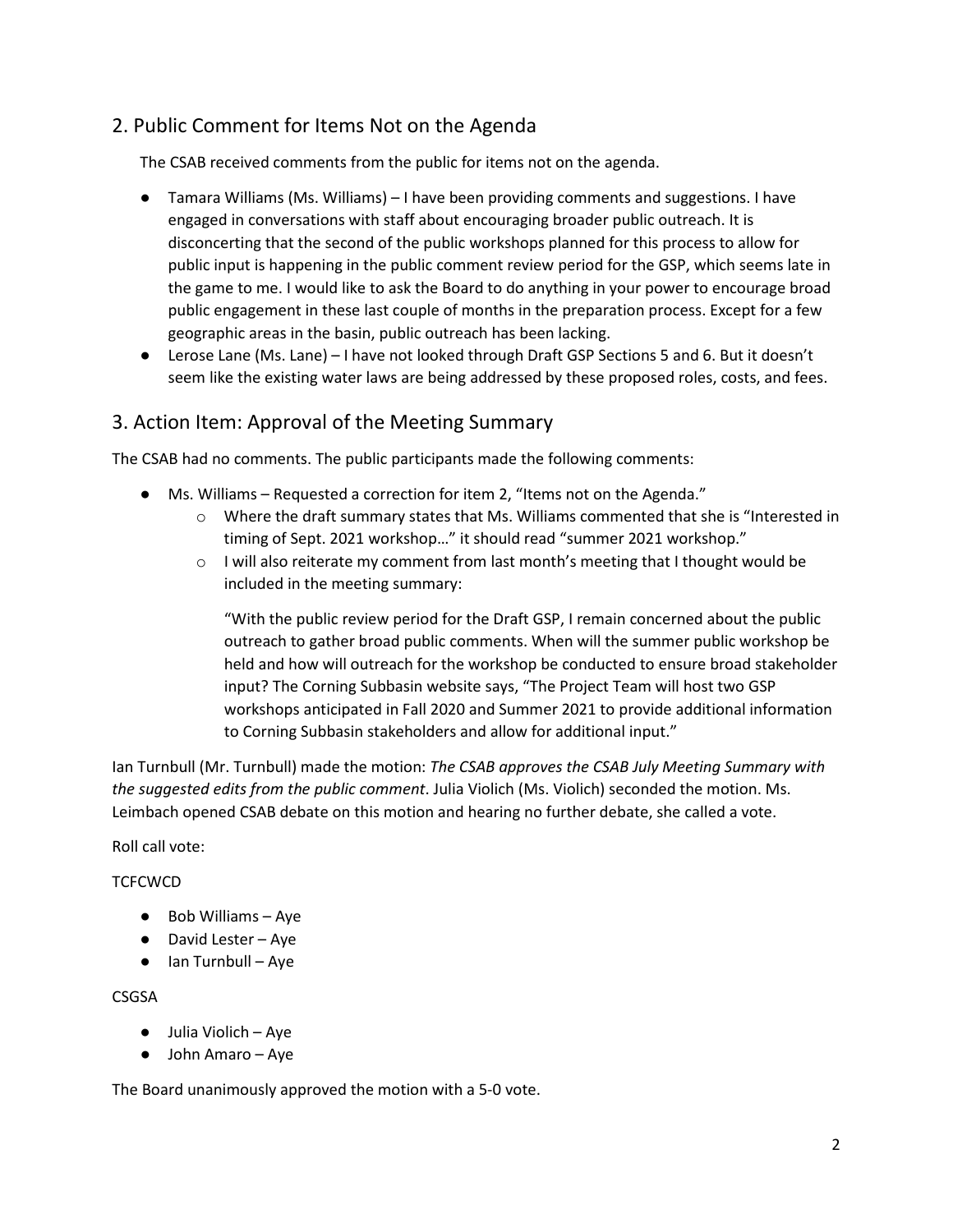## 2. Public Comment for Items Not on the Agenda

The CSAB received comments from the public for items not on the agenda.

- Tamara Williams (Ms. Williams) – I have been providing comments and suggestions. I have engaged in conversations with staff about encouraging broader public outreach. It is disconcerting that the second of the public workshops planned for this process to allow for public input is happening in the public comment review period for the GSP, which seems late in the game to me. I would like to ask the Board to do anything in your power to encourage broad public engagement in these last couple of months in the preparation process. Except for a few geographic areas in the basin, public outreach has been lacking.
- Lerose Lane (Ms. Lane) – I have not looked through Draft GSP Sections 5 and 6. But it doesn't seem like the existing water laws are being addressed by these proposed roles, costs, and fees.

## 3. Action Item: Approval of the Meeting Summary

The CSAB had no comments. The public participants made the following comments:

- Ms. Williams – Requested a correction for item 2, "Items not on the Agenda."
  - Where the draft summary states that Ms. Williams commented that she is "Interested in timing of Sept. 2021 workshop…" it should read "summer 2021 workshop."
  - I will also reiterate my comment from last month's meeting that I thought would be included in the meeting summary:

    "With the public review period for the Draft GSP, I remain concerned about the public outreach to gather broad public comments. When will the summer public workshop be held and how will outreach for the workshop be conducted to ensure broad stakeholder input? The Corning Subbasin website says, "The Project Team will host two GSP workshops anticipated in Fall 2020 and Summer 2021 to provide additional information to Corning Subbasin stakeholders and allow for additional input."

Ian Turnbull (Mr. Turnbull) made the motion: *The CSAB approves the CSAB July Meeting Summary with the suggested edits from the public comment*. Julia Violich (Ms. Violich) seconded the motion. Ms. Leimbach opened CSAB debate on this motion and hearing no further debate, she called a vote.

Roll call vote:

TCFCWCD

- Bob Williams – Aye
- David Lester – Aye
- Ian Turnbull – Aye

CSGSA

- Julia Violich – Aye
- John Amaro – Aye

The Board unanimously approved the motion with a 5-0 vote.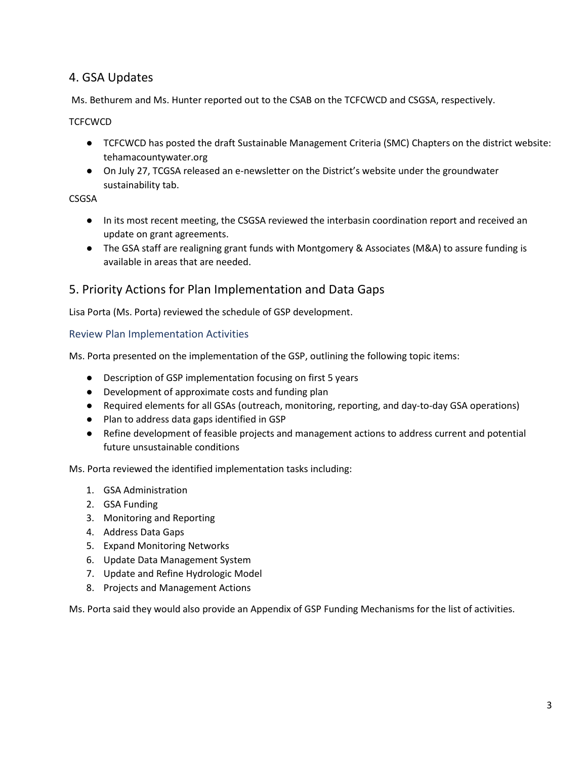## 4. GSA Updates

Ms. Bethurem and Ms. Hunter reported out to the CSAB on the TCFCWCD and CSGSA, respectively.

TCFCWCD

- TCFCWCD has posted the draft Sustainable Management Criteria (SMC) Chapters on the district website: tehamacountywater.org
- On July 27, TCGSA released an e-newsletter on the District's website under the groundwater sustainability tab.

CSGSA

- In its most recent meeting, the CSGSA reviewed the interbasin coordination report and received an update on grant agreements.
- The GSA staff are realigning grant funds with Montgomery & Associates (M&A) to assure funding is available in areas that are needed.

## 5. Priority Actions for Plan Implementation and Data Gaps

Lisa Porta (Ms. Porta) reviewed the schedule of GSP development.

### Review Plan Implementation Activities

Ms. Porta presented on the implementation of the GSP, outlining the following topic items:

- Description of GSP implementation focusing on first 5 years
- Development of approximate costs and funding plan
- Required elements for all GSAs (outreach, monitoring, reporting, and day-to-day GSA operations)
- Plan to address data gaps identified in GSP
- Refine development of feasible projects and management actions to address current and potential future unsustainable conditions

Ms. Porta reviewed the identified implementation tasks including:

1. GSA Administration
2. GSA Funding
3. Monitoring and Reporting
4. Address Data Gaps
5. Expand Monitoring Networks
6. Update Data Management System
7. Update and Refine Hydrologic Model
8. Projects and Management Actions

Ms. Porta said they would also provide an Appendix of GSP Funding Mechanisms for the list of activities.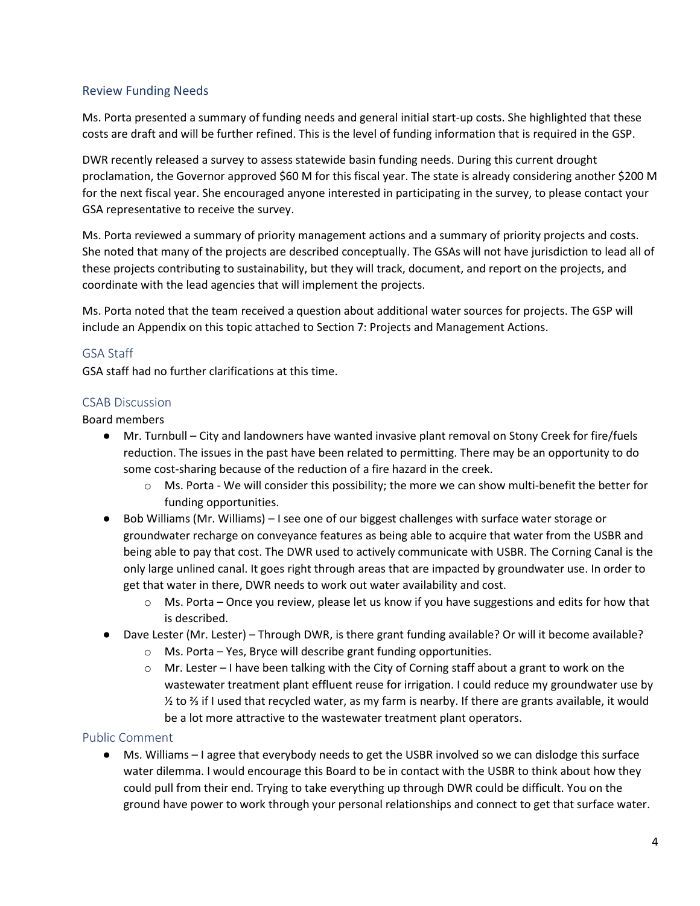## Review Funding Needs

Ms. Porta presented a summary of funding needs and general initial start-up costs. She highlighted that these costs are draft and will be further refined. This is the level of funding information that is required in the GSP.

DWR recently released a survey to assess statewide basin funding needs. During this current drought proclamation, the Governor approved $60 M for this fiscal year. The state is already considering another $200 M for the next fiscal year. She encouraged anyone interested in participating in the survey, to please contact your GSA representative to receive the survey.

Ms. Porta reviewed a summary of priority management actions and a summary of priority projects and costs. She noted that many of the projects are described conceptually. The GSAs will not have jurisdiction to lead all of these projects contributing to sustainability, but they will track, document, and report on the projects, and coordinate with the lead agencies that will implement the projects.

Ms. Porta noted that the team received a question about additional water sources for projects. The GSP will include an Appendix on this topic attached to Section 7: Projects and Management Actions.

### GSA Staff

GSA staff had no further clarifications at this time.

### CSAB Discussion

Board members

- Mr. Turnbull – City and landowners have wanted invasive plant removal on Stony Creek for fire/fuels reduction. The issues in the past have been related to permitting. There may be an opportunity to do some cost-sharing because of the reduction of a fire hazard in the creek.
  - Ms. Porta - We will consider this possibility; the more we can show multi-benefit the better for funding opportunities.
- Bob Williams (Mr. Williams) – I see one of our biggest challenges with surface water storage or groundwater recharge on conveyance features as being able to acquire that water from the USBR and being able to pay that cost. The DWR used to actively communicate with USBR. The Corning Canal is the only large unlined canal. It goes right through areas that are impacted by groundwater use. In order to get that water in there, DWR needs to work out water availability and cost.
  - Ms. Porta – Once you review, please let us know if you have suggestions and edits for how that is described.
- Dave Lester (Mr. Lester) – Through DWR, is there grant funding available? Or will it become available?
  - Ms. Porta – Yes, Bryce will describe grant funding opportunities.
  - Mr. Lester – I have been talking with the City of Corning staff about a grant to work on the wastewater treatment plant effluent reuse for irrigation. I could reduce my groundwater use by ½ to ⅔ if I used that recycled water, as my farm is nearby. If there are grants available, it would be a lot more attractive to the wastewater treatment plant operators.

### Public Comment

- Ms. Williams – I agree that everybody needs to get the USBR involved so we can dislodge this surface water dilemma. I would encourage this Board to be in contact with the USBR to think about how they could pull from their end. Trying to take everything up through DWR could be difficult. You on the ground have power to work through your personal relationships and connect to get that surface water.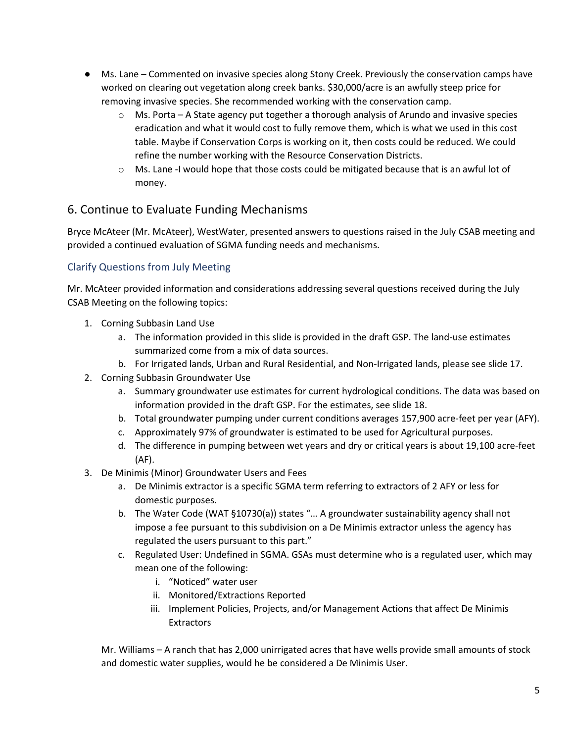- Ms. Lane – Commented on invasive species along Stony Creek. Previously the conservation camps have worked on clearing out vegetation along creek banks. $30,000/acre is an awfully steep price for removing invasive species. She recommended working with the conservation camp.
    - Ms. Porta – A State agency put together a thorough analysis of Arundo and invasive species eradication and what it would cost to fully remove them, which is what we used in this cost table. Maybe if Conservation Corps is working on it, then costs could be reduced. We could refine the number working with the Resource Conservation Districts.
    - Ms. Lane -I would hope that those costs could be mitigated because that is an awful lot of money.

## 6. Continue to Evaluate Funding Mechanisms

Bryce McAteer (Mr. McAteer), WestWater, presented answers to questions raised in the July CSAB meeting and provided a continued evaluation of SGMA funding needs and mechanisms.

### Clarify Questions from July Meeting

Mr. McAteer provided information and considerations addressing several questions received during the July CSAB Meeting on the following topics:

1. Corning Subbasin Land Use
    a. The information provided in this slide is provided in the draft GSP. The land-use estimates summarized come from a mix of data sources.
    b. For Irrigated lands, Urban and Rural Residential, and Non-Irrigated lands, please see slide 17.
2. Corning Subbasin Groundwater Use
    a. Summary groundwater use estimates for current hydrological conditions. The data was based on information provided in the draft GSP. For the estimates, see slide 18.
    b. Total groundwater pumping under current conditions averages 157,900 acre-feet per year (AFY).
    c. Approximately 97% of groundwater is estimated to be used for Agricultural purposes.
    d. The difference in pumping between wet years and dry or critical years is about 19,100 acre-feet (AF).
3. De Minimis (Minor) Groundwater Users and Fees
    a. De Minimis extractor is a specific SGMA term referring to extractors of 2 AFY or less for domestic purposes.
    b. The Water Code (WAT §10730(a)) states "… A groundwater sustainability agency shall not impose a fee pursuant to this subdivision on a De Minimis extractor unless the agency has regulated the users pursuant to this part."
    c. Regulated User: Undefined in SGMA. GSAs must determine who is a regulated user, which may mean one of the following:
        i. "Noticed" water user
        ii. Monitored/Extractions Reported
        iii. Implement Policies, Projects, and/or Management Actions that affect De Minimis Extractors

Mr. Williams – A ranch that has 2,000 unirrigated acres that have wells provide small amounts of stock and domestic water supplies, would he be considered a De Minimis User.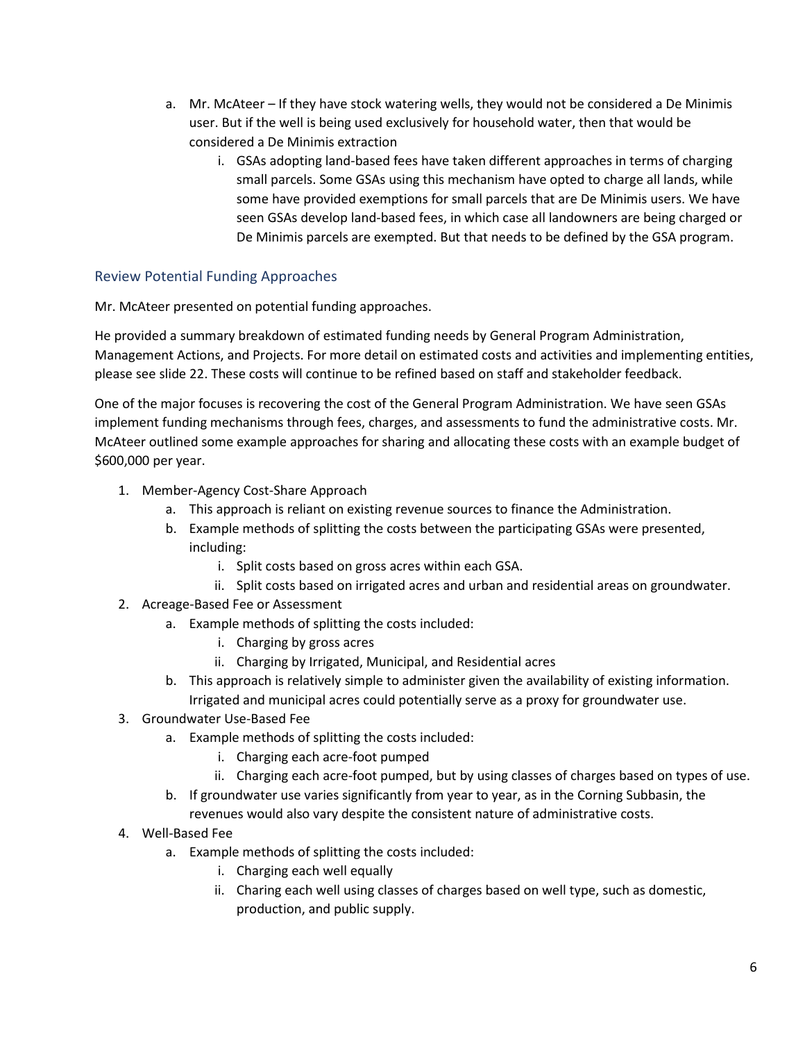a. Mr. McAteer – If they have stock watering wells, they would not be considered a De Minimis user. But if the well is being used exclusively for household water, then that would be considered a De Minimis extraction
   i. GSAs adopting land-based fees have taken different approaches in terms of charging small parcels. Some GSAs using this mechanism have opted to charge all lands, while some have provided exemptions for small parcels that are De Minimis users. We have seen GSAs develop land-based fees, in which case all landowners are being charged or De Minimis parcels are exempted. But that needs to be defined by the GSA program.

## Review Potential Funding Approaches

Mr. McAteer presented on potential funding approaches.

He provided a summary breakdown of estimated funding needs by General Program Administration, Management Actions, and Projects. For more detail on estimated costs and activities and implementing entities, please see slide 22. These costs will continue to be refined based on staff and stakeholder feedback.

One of the major focuses is recovering the cost of the General Program Administration. We have seen GSAs implement funding mechanisms through fees, charges, and assessments to fund the administrative costs. Mr. McAteer outlined some example approaches for sharing and allocating these costs with an example budget of $600,000 per year.

1. Member-Agency Cost-Share Approach
   a. This approach is reliant on existing revenue sources to finance the Administration.
   b. Example methods of splitting the costs between the participating GSAs were presented, including:
      i. Split costs based on gross acres within each GSA.
      ii. Split costs based on irrigated acres and urban and residential areas on groundwater.
2. Acreage-Based Fee or Assessment
   a. Example methods of splitting the costs included:
      i. Charging by gross acres
      ii. Charging by Irrigated, Municipal, and Residential acres
   b. This approach is relatively simple to administer given the availability of existing information. Irrigated and municipal acres could potentially serve as a proxy for groundwater use.
3. Groundwater Use-Based Fee
   a. Example methods of splitting the costs included:
      i. Charging each acre-foot pumped
      ii. Charging each acre-foot pumped, but by using classes of charges based on types of use.
   b. If groundwater use varies significantly from year to year, as in the Corning Subbasin, the revenues would also vary despite the consistent nature of administrative costs.
4. Well-Based Fee
   a. Example methods of splitting the costs included:
      i. Charging each well equally
      ii. Charing each well using classes of charges based on well type, such as domestic, production, and public supply.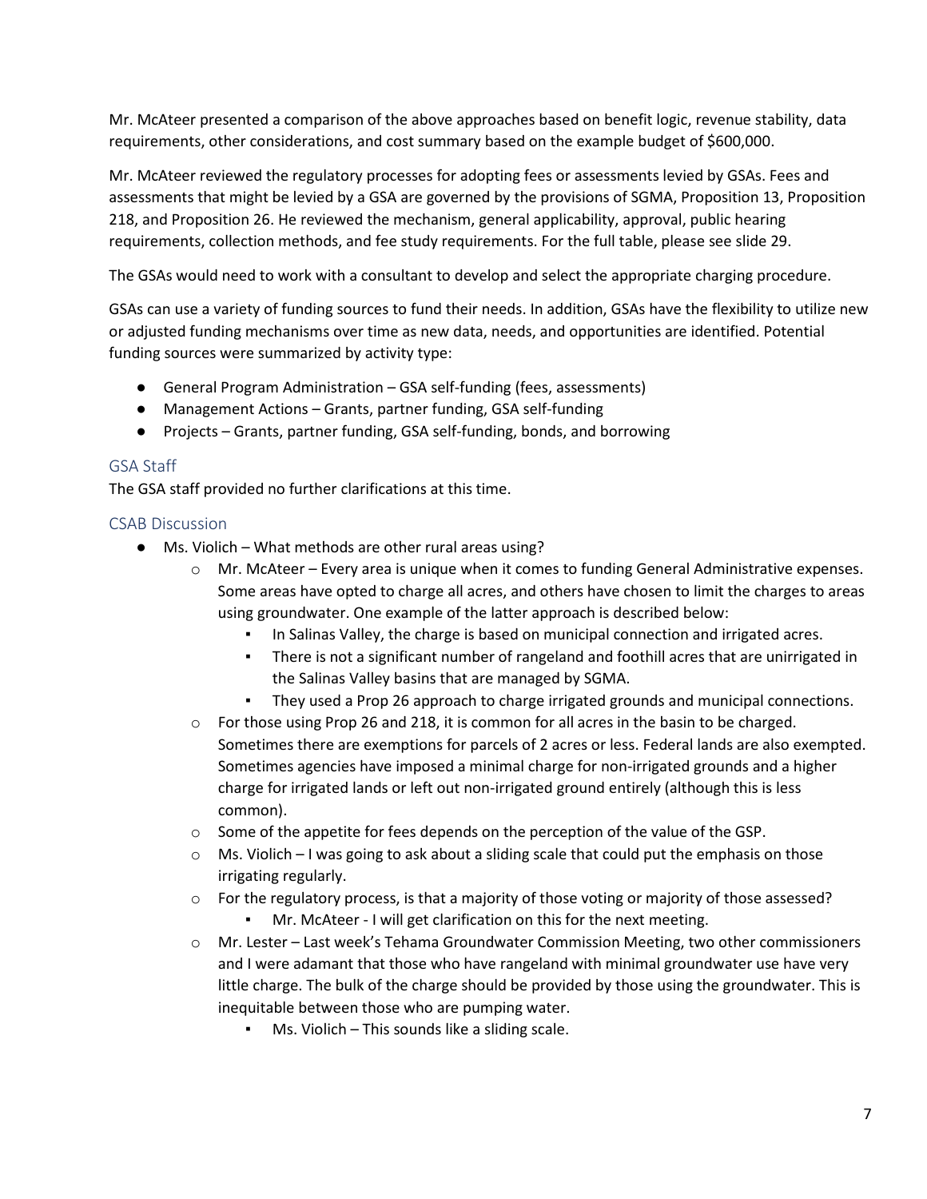Mr. McAteer presented a comparison of the above approaches based on benefit logic, revenue stability, data requirements, other considerations, and cost summary based on the example budget of $600,000.

Mr. McAteer reviewed the regulatory processes for adopting fees or assessments levied by GSAs. Fees and assessments that might be levied by a GSA are governed by the provisions of SGMA, Proposition 13, Proposition 218, and Proposition 26. He reviewed the mechanism, general applicability, approval, public hearing requirements, collection methods, and fee study requirements. For the full table, please see slide 29.

The GSAs would need to work with a consultant to develop and select the appropriate charging procedure.

GSAs can use a variety of funding sources to fund their needs. In addition, GSAs have the flexibility to utilize new or adjusted funding mechanisms over time as new data, needs, and opportunities are identified. Potential funding sources were summarized by activity type:

- General Program Administration – GSA self-funding (fees, assessments)
- Management Actions – Grants, partner funding, GSA self-funding
- Projects – Grants, partner funding, GSA self-funding, bonds, and borrowing

### GSA Staff

The GSA staff provided no further clarifications at this time.

### CSAB Discussion

- Ms. Violich – What methods are other rural areas using?
    - Mr. McAteer – Every area is unique when it comes to funding General Administrative expenses. Some areas have opted to charge all acres, and others have chosen to limit the charges to areas using groundwater. One example of the latter approach is described below:
        - In Salinas Valley, the charge is based on municipal connection and irrigated acres.
        - There is not a significant number of rangeland and foothill acres that are unirrigated in the Salinas Valley basins that are managed by SGMA.
        - They used a Prop 26 approach to charge irrigated grounds and municipal connections.
    - For those using Prop 26 and 218, it is common for all acres in the basin to be charged. Sometimes there are exemptions for parcels of 2 acres or less. Federal lands are also exempted. Sometimes agencies have imposed a minimal charge for non-irrigated grounds and a higher charge for irrigated lands or left out non-irrigated ground entirely (although this is less common).
    - Some of the appetite for fees depends on the perception of the value of the GSP.
    - Ms. Violich – I was going to ask about a sliding scale that could put the emphasis on those irrigating regularly.
    - For the regulatory process, is that a majority of those voting or majority of those assessed?
        - Mr. McAteer - I will get clarification on this for the next meeting.
    - Mr. Lester – Last week's Tehama Groundwater Commission Meeting, two other commissioners and I were adamant that those who have rangeland with minimal groundwater use have very little charge. The bulk of the charge should be provided by those using the groundwater. This is inequitable between those who are pumping water.
        - Ms. Violich – This sounds like a sliding scale.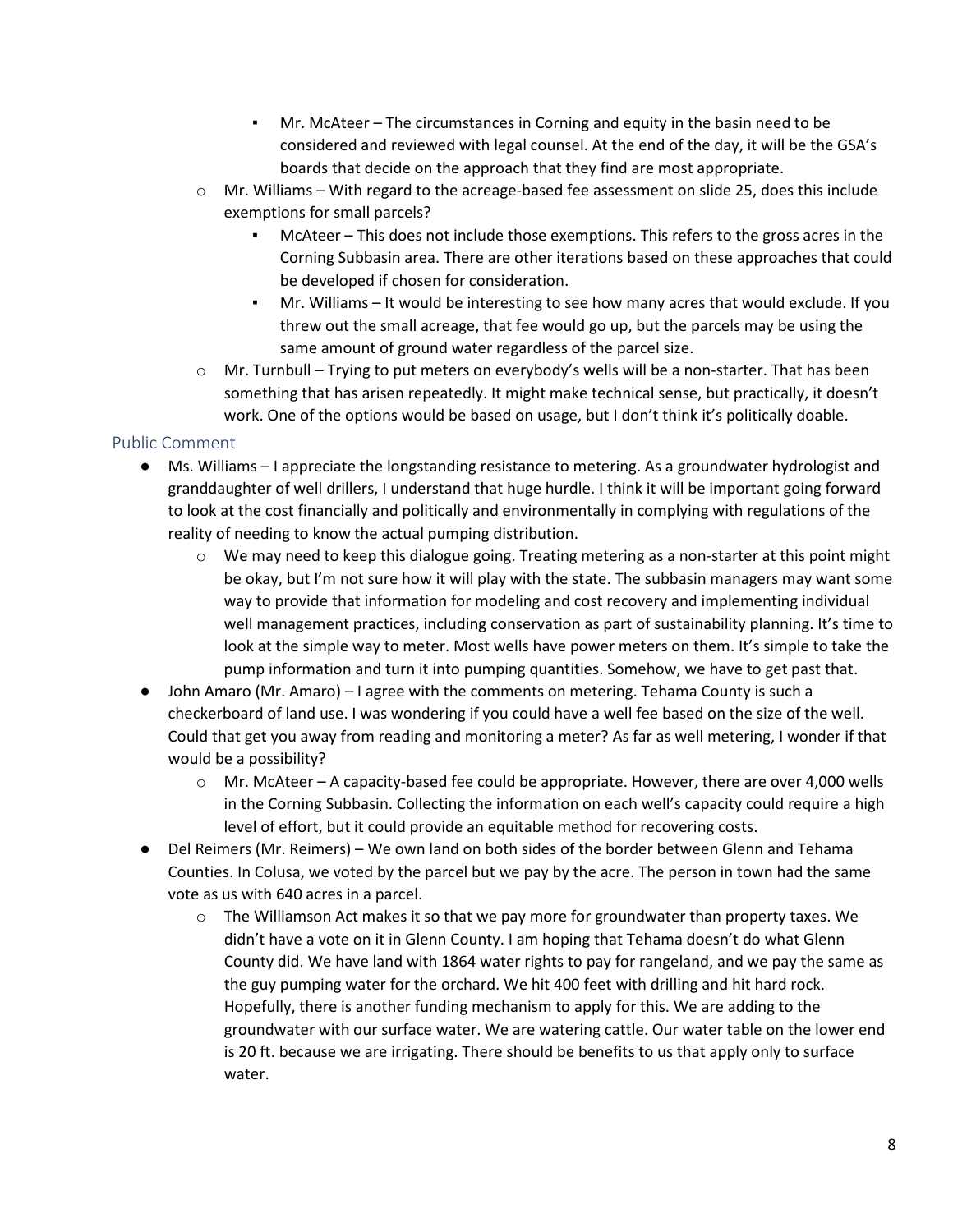- Mr. McAteer – The circumstances in Corning and equity in the basin need to be considered and reviewed with legal counsel. At the end of the day, it will be the GSA's boards that decide on the approach that they find are most appropriate.
    - Mr. Williams – With regard to the acreage-based fee assessment on slide 25, does this include exemptions for small parcels?
        - McAteer – This does not include those exemptions. This refers to the gross acres in the Corning Subbasin area. There are other iterations based on these approaches that could be developed if chosen for consideration.
        - Mr. Williams – It would be interesting to see how many acres that would exclude. If you threw out the small acreage, that fee would go up, but the parcels may be using the same amount of ground water regardless of the parcel size.
    - Mr. Turnbull – Trying to put meters on everybody's wells will be a non-starter. That has been something that has arisen repeatedly. It might make technical sense, but practically, it doesn't work. One of the options would be based on usage, but I don't think it's politically doable.

## Public Comment

- Ms. Williams – I appreciate the longstanding resistance to metering. As a groundwater hydrologist and granddaughter of well drillers, I understand that huge hurdle. I think it will be important going forward to look at the cost financially and politically and environmentally in complying with regulations of the reality of needing to know the actual pumping distribution.
    - We may need to keep this dialogue going. Treating metering as a non-starter at this point might be okay, but I'm not sure how it will play with the state. The subbasin managers may want some way to provide that information for modeling and cost recovery and implementing individual well management practices, including conservation as part of sustainability planning. It's time to look at the simple way to meter. Most wells have power meters on them. It's simple to take the pump information and turn it into pumping quantities. Somehow, we have to get past that.
- John Amaro (Mr. Amaro) – I agree with the comments on metering. Tehama County is such a checkerboard of land use. I was wondering if you could have a well fee based on the size of the well. Could that get you away from reading and monitoring a meter? As far as well metering, I wonder if that would be a possibility?
    - Mr. McAteer – A capacity-based fee could be appropriate. However, there are over 4,000 wells in the Corning Subbasin. Collecting the information on each well's capacity could require a high level of effort, but it could provide an equitable method for recovering costs.
- Del Reimers (Mr. Reimers) – We own land on both sides of the border between Glenn and Tehama Counties. In Colusa, we voted by the parcel but we pay by the acre. The person in town had the same vote as us with 640 acres in a parcel.
    - The Williamson Act makes it so that we pay more for groundwater than property taxes. We didn't have a vote on it in Glenn County. I am hoping that Tehama doesn't do what Glenn County did. We have land with 1864 water rights to pay for rangeland, and we pay the same as the guy pumping water for the orchard. We hit 400 feet with drilling and hit hard rock. Hopefully, there is another funding mechanism to apply for this. We are adding to the groundwater with our surface water. We are watering cattle. Our water table on the lower end is 20 ft. because we are irrigating. There should be benefits to us that apply only to surface water.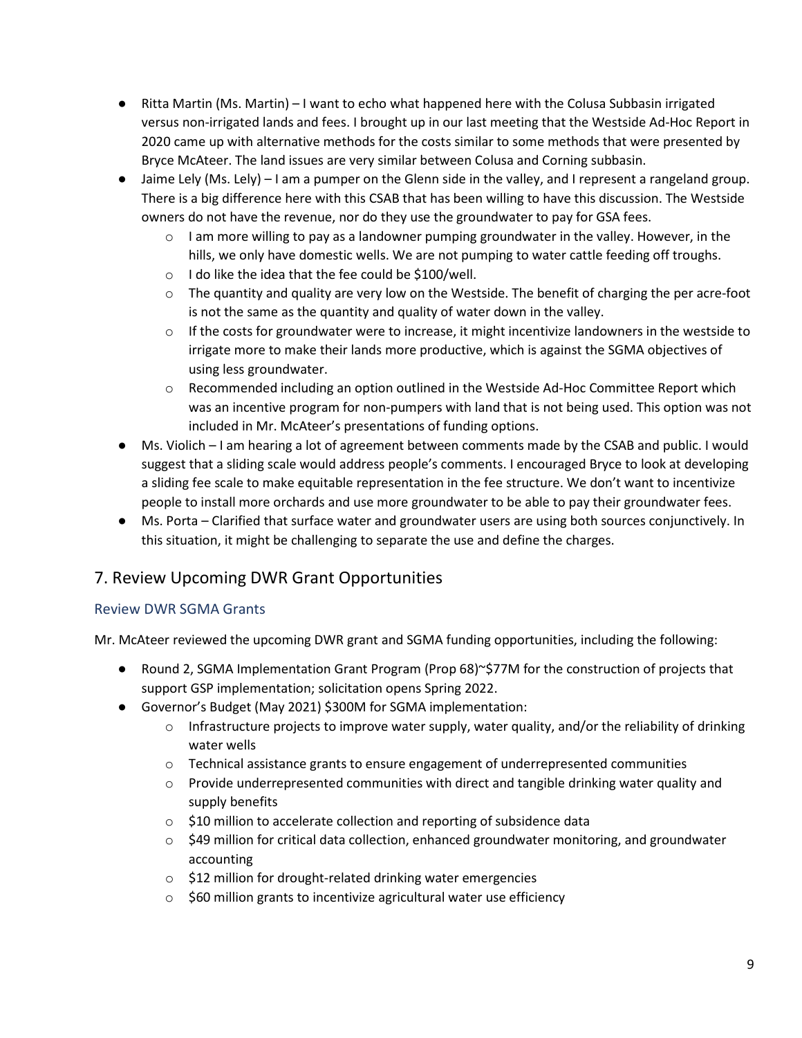- Ritta Martin (Ms. Martin) – I want to echo what happened here with the Colusa Subbasin irrigated versus non-irrigated lands and fees. I brought up in our last meeting that the Westside Ad-Hoc Report in 2020 came up with alternative methods for the costs similar to some methods that were presented by Bryce McAteer. The land issues are very similar between Colusa and Corning subbasin.
- Jaime Lely (Ms. Lely) – I am a pumper on the Glenn side in the valley, and I represent a rangeland group. There is a big difference here with this CSAB that has been willing to have this discussion. The Westside owners do not have the revenue, nor do they use the groundwater to pay for GSA fees.
    - I am more willing to pay as a landowner pumping groundwater in the valley. However, in the hills, we only have domestic wells. We are not pumping to water cattle feeding off troughs.
    - I do like the idea that the fee could be $100/well.
    - The quantity and quality are very low on the Westside. The benefit of charging the per acre-foot is not the same as the quantity and quality of water down in the valley.
    - If the costs for groundwater were to increase, it might incentivize landowners in the westside to irrigate more to make their lands more productive, which is against the SGMA objectives of using less groundwater.
    - Recommended including an option outlined in the Westside Ad-Hoc Committee Report which was an incentive program for non-pumpers with land that is not being used. This option was not included in Mr. McAteer's presentations of funding options.
- Ms. Violich – I am hearing a lot of agreement between comments made by the CSAB and public. I would suggest that a sliding scale would address people's comments. I encouraged Bryce to look at developing a sliding fee scale to make equitable representation in the fee structure. We don't want to incentivize people to install more orchards and use more groundwater to be able to pay their groundwater fees.
- Ms. Porta – Clarified that surface water and groundwater users are using both sources conjunctively. In this situation, it might be challenging to separate the use and define the charges.

## 7. Review Upcoming DWR Grant Opportunities

### Review DWR SGMA Grants

Mr. McAteer reviewed the upcoming DWR grant and SGMA funding opportunities, including the following:

- Round 2, SGMA Implementation Grant Program (Prop 68)~$77M for the construction of projects that support GSP implementation; solicitation opens Spring 2022.
- Governor's Budget (May 2021) $300M for SGMA implementation:
    - Infrastructure projects to improve water supply, water quality, and/or the reliability of drinking water wells
    - Technical assistance grants to ensure engagement of underrepresented communities
    - Provide underrepresented communities with direct and tangible drinking water quality and supply benefits
    - $10 million to accelerate collection and reporting of subsidence data
    - $49 million for critical data collection, enhanced groundwater monitoring, and groundwater accounting
    - $12 million for drought-related drinking water emergencies
    - $60 million grants to incentivize agricultural water use efficiency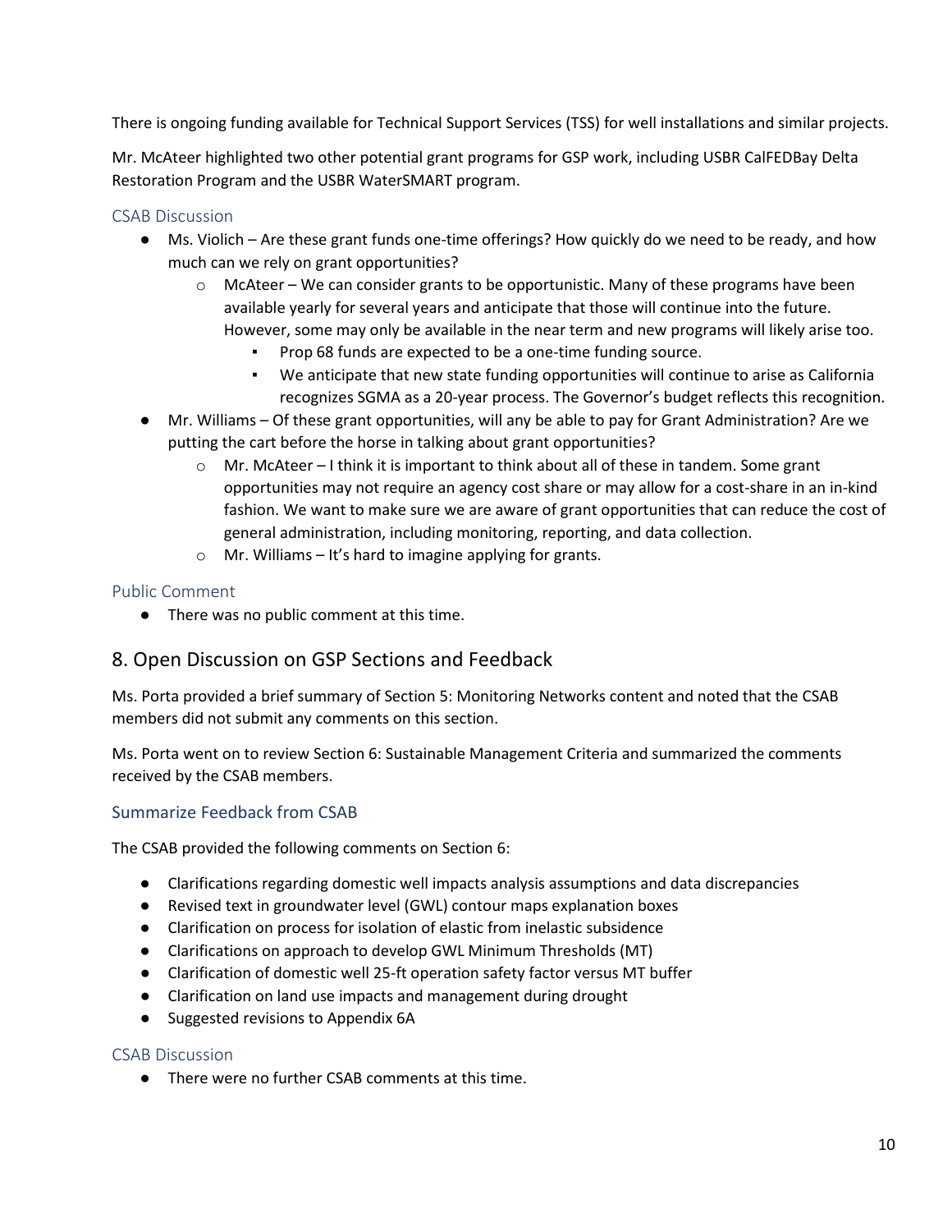There is ongoing funding available for Technical Support Services (TSS) for well installations and similar projects.

Mr. McAteer highlighted two other potential grant programs for GSP work, including USBR CalFEDBay Delta Restoration Program and the USBR WaterSMART program.

### CSAB Discussion

- Ms. Violich – Are these grant funds one-time offerings? How quickly do we need to be ready, and how much can we rely on grant opportunities?
  - McAteer – We can consider grants to be opportunistic. Many of these programs have been available yearly for several years and anticipate that those will continue into the future. However, some may only be available in the near term and new programs will likely arise too.
    - Prop 68 funds are expected to be a one-time funding source.
    - We anticipate that new state funding opportunities will continue to arise as California recognizes SGMA as a 20-year process. The Governor's budget reflects this recognition.
- Mr. Williams – Of these grant opportunities, will any be able to pay for Grant Administration? Are we putting the cart before the horse in talking about grant opportunities?
  - Mr. McAteer – I think it is important to think about all of these in tandem. Some grant opportunities may not require an agency cost share or may allow for a cost-share in an in-kind fashion. We want to make sure we are aware of grant opportunities that can reduce the cost of general administration, including monitoring, reporting, and data collection.
  - Mr. Williams – It's hard to imagine applying for grants.

### Public Comment

- There was no public comment at this time.

## 8. Open Discussion on GSP Sections and Feedback

Ms. Porta provided a brief summary of Section 5: Monitoring Networks content and noted that the CSAB members did not submit any comments on this section.

Ms. Porta went on to review Section 6: Sustainable Management Criteria and summarized the comments received by the CSAB members.

### Summarize Feedback from CSAB

The CSAB provided the following comments on Section 6:

- Clarifications regarding domestic well impacts analysis assumptions and data discrepancies
- Revised text in groundwater level (GWL) contour maps explanation boxes
- Clarification on process for isolation of elastic from inelastic subsidence
- Clarifications on approach to develop GWL Minimum Thresholds (MT)
- Clarification of domestic well 25-ft operation safety factor versus MT buffer
- Clarification on land use impacts and management during drought
- Suggested revisions to Appendix 6A

### CSAB Discussion

- There were no further CSAB comments at this time.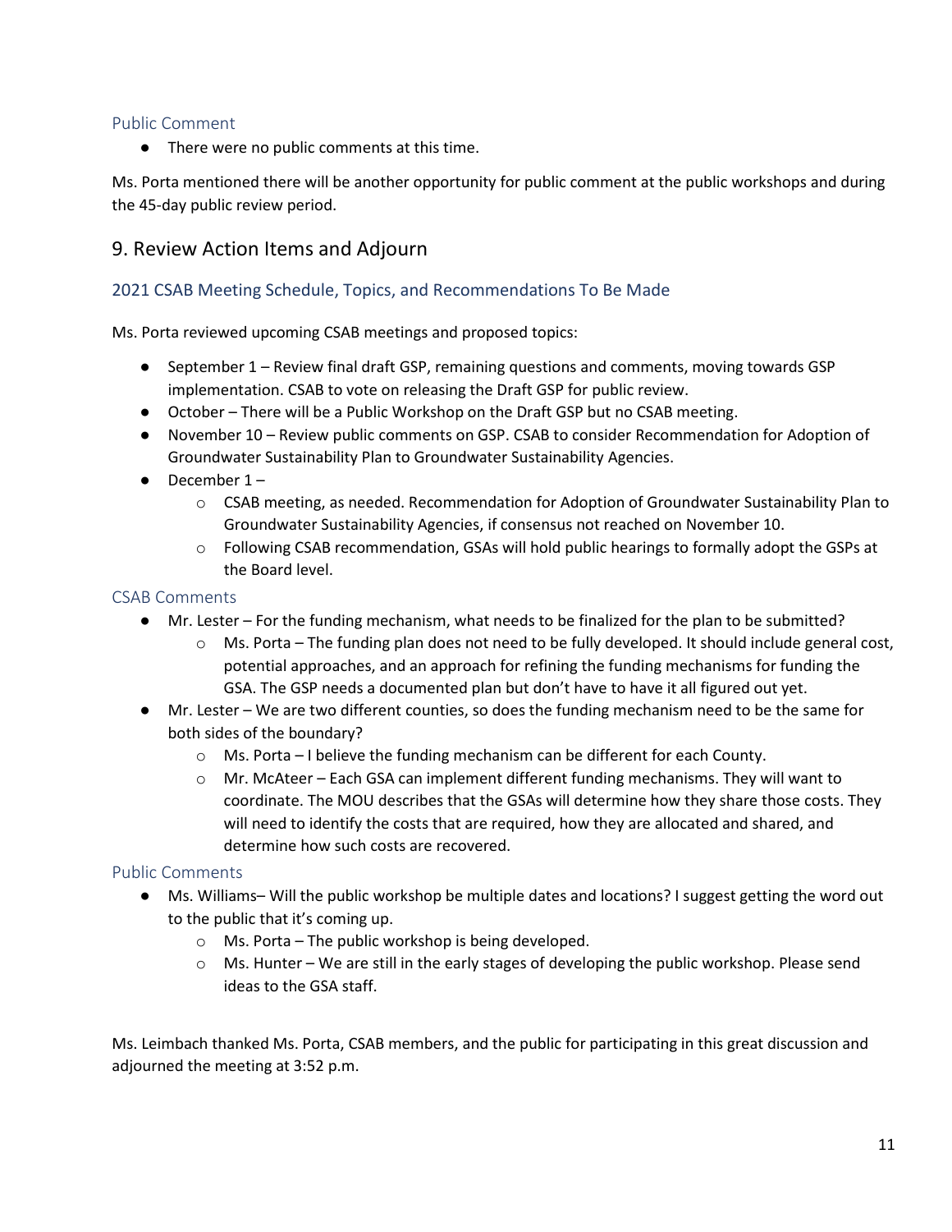### Public Comment

- There were no public comments at this time.

Ms. Porta mentioned there will be another opportunity for public comment at the public workshops and during the 45-day public review period.

## 9. Review Action Items and Adjourn

### 2021 CSAB Meeting Schedule, Topics, and Recommendations To Be Made

Ms. Porta reviewed upcoming CSAB meetings and proposed topics:

- September 1 – Review final draft GSP, remaining questions and comments, moving towards GSP implementation. CSAB to vote on releasing the Draft GSP for public review.
- October – There will be a Public Workshop on the Draft GSP but no CSAB meeting.
- November 10 – Review public comments on GSP. CSAB to consider Recommendation for Adoption of Groundwater Sustainability Plan to Groundwater Sustainability Agencies.
- December 1 –
  - CSAB meeting, as needed. Recommendation for Adoption of Groundwater Sustainability Plan to Groundwater Sustainability Agencies, if consensus not reached on November 10.
  - Following CSAB recommendation, GSAs will hold public hearings to formally adopt the GSPs at the Board level.

### CSAB Comments

- Mr. Lester – For the funding mechanism, what needs to be finalized for the plan to be submitted?
  - Ms. Porta – The funding plan does not need to be fully developed. It should include general cost, potential approaches, and an approach for refining the funding mechanisms for funding the GSA. The GSP needs a documented plan but don't have to have it all figured out yet.
- Mr. Lester – We are two different counties, so does the funding mechanism need to be the same for both sides of the boundary?
  - Ms. Porta – I believe the funding mechanism can be different for each County.
  - Mr. McAteer – Each GSA can implement different funding mechanisms. They will want to coordinate. The MOU describes that the GSAs will determine how they share those costs. They will need to identify the costs that are required, how they are allocated and shared, and determine how such costs are recovered.

### Public Comments

- Ms. Williams– Will the public workshop be multiple dates and locations? I suggest getting the word out to the public that it's coming up.
  - Ms. Porta – The public workshop is being developed.
  - Ms. Hunter – We are still in the early stages of developing the public workshop. Please send ideas to the GSA staff.

Ms. Leimbach thanked Ms. Porta, CSAB members, and the public for participating in this great discussion and adjourned the meeting at 3:52 p.m.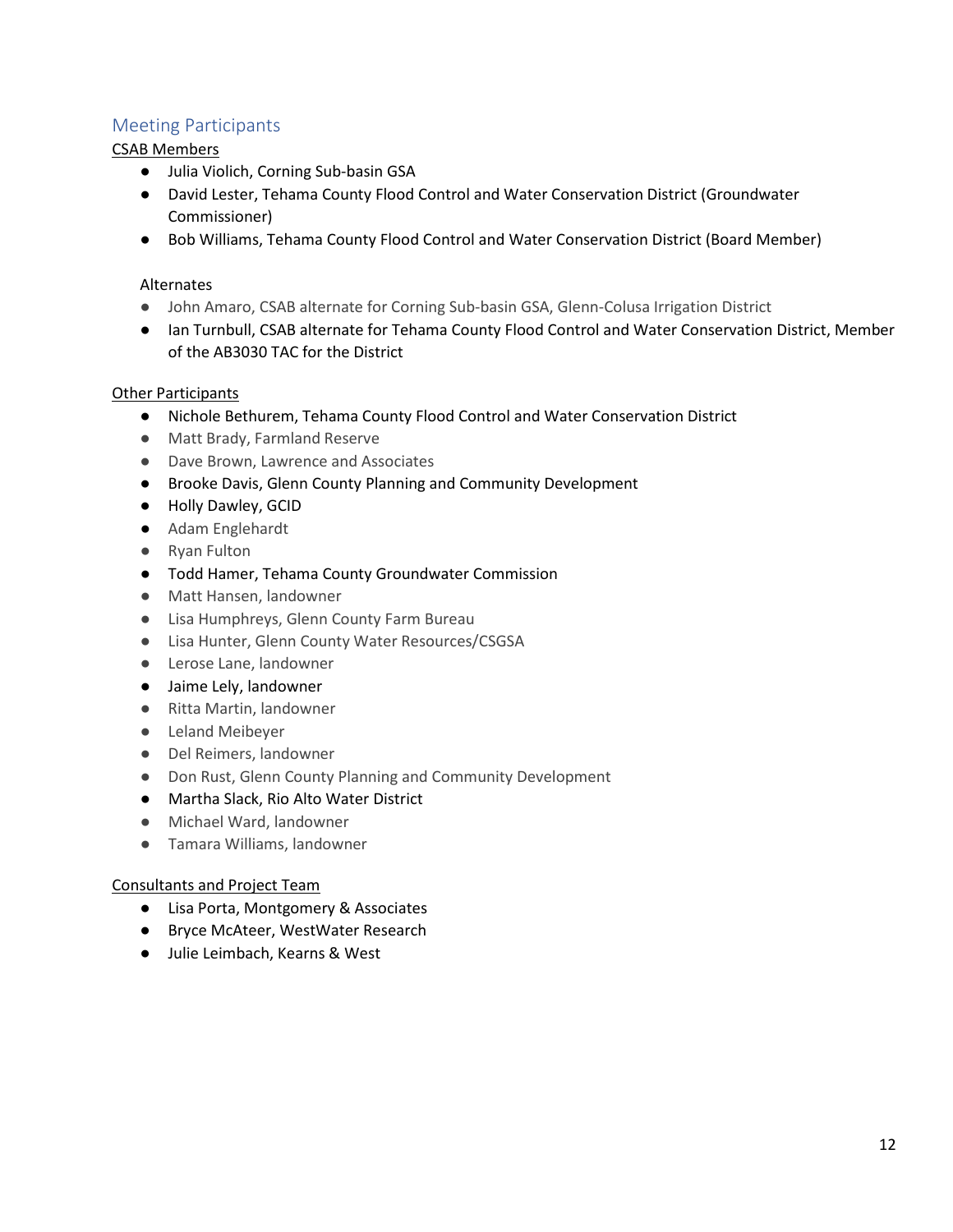## Meeting Participants

<u>CSAB Members</u>

- Julia Violich, Corning Sub-basin GSA
- David Lester, Tehama County Flood Control and Water Conservation District (Groundwater Commissioner)
- Bob Williams, Tehama County Flood Control and Water Conservation District (Board Member)

Alternates

- John Amaro, CSAB alternate for Corning Sub-basin GSA, Glenn-Colusa Irrigation District
- Ian Turnbull, CSAB alternate for Tehama County Flood Control and Water Conservation District, Member of the AB3030 TAC for the District

<u>Other Participants</u>

- Nichole Bethurem, Tehama County Flood Control and Water Conservation District
- Matt Brady, Farmland Reserve
- Dave Brown, Lawrence and Associates
- Brooke Davis, Glenn County Planning and Community Development
- Holly Dawley, GCID
- Adam Englehardt
- Ryan Fulton
- Todd Hamer, Tehama County Groundwater Commission
- Matt Hansen, landowner
- Lisa Humphreys, Glenn County Farm Bureau
- Lisa Hunter, Glenn County Water Resources/CSGSA
- Lerose Lane, landowner
- Jaime Lely, landowner
- Ritta Martin, landowner
- Leland Meibeyer
- Del Reimers, landowner
- Don Rust, Glenn County Planning and Community Development
- Martha Slack, Rio Alto Water District
- Michael Ward, landowner
- Tamara Williams, landowner

<u>Consultants and Project Team</u>

- Lisa Porta, Montgomery & Associates
- Bryce McAteer, WestWater Research
- Julie Leimbach, Kearns & West